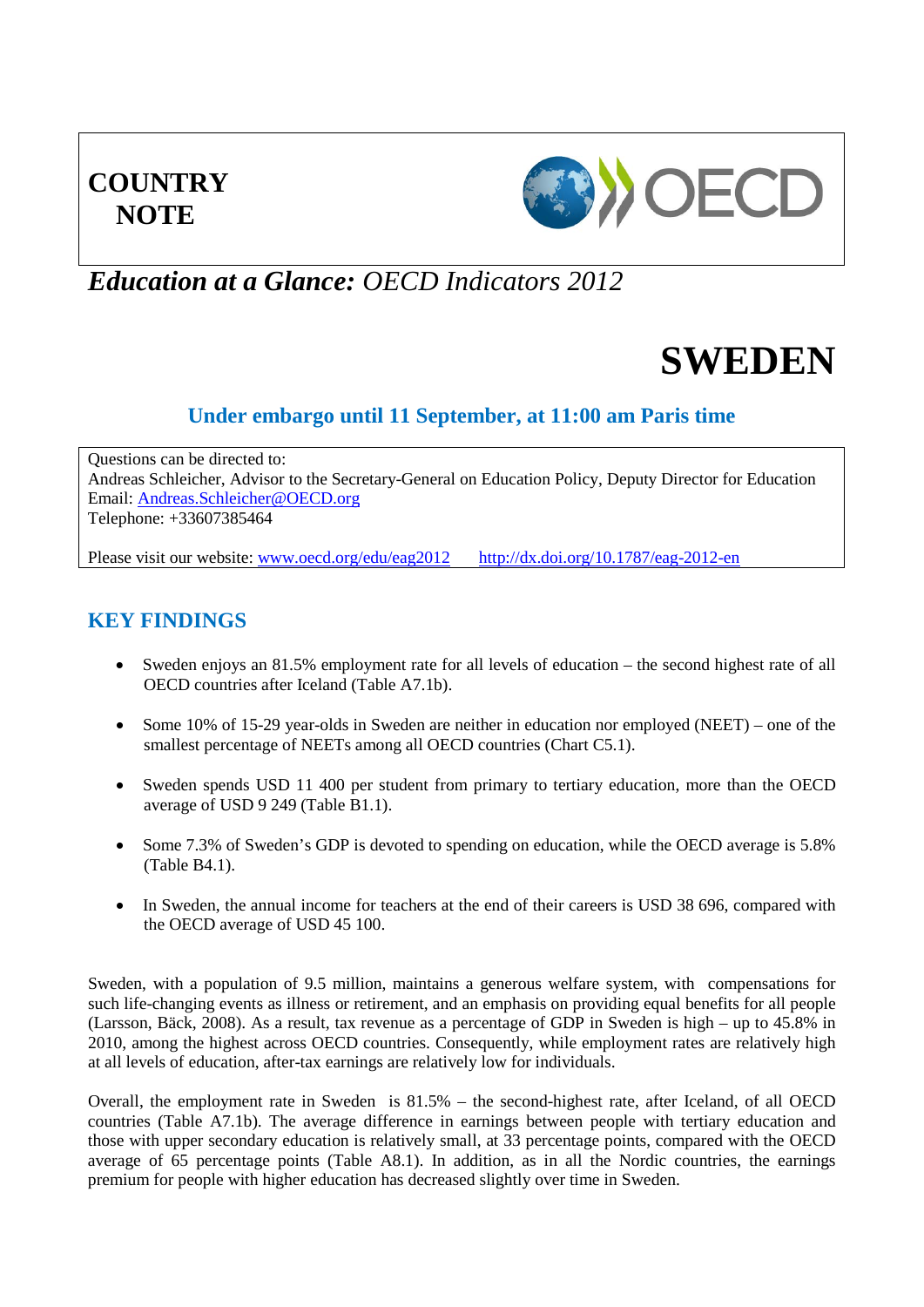# COUNTRY NOTE

***Education at a Glance:** OECD Indicators 2012*

# SWEDEN

**Under embargo until 11 September, at 11:00 am Paris time**

Questions can be directed to:
Andreas Schleicher, Advisor to the Secretary-General on Education Policy, Deputy Director for Education
Email: Andreas.Schleicher@OECD.org
Telephone: +33607385464

Please visit our website: www.oecd.org/edu/eag2012 http://dx.doi.org/10.1787/eag-2012-en

## KEY FINDINGS

- Sweden enjoys an 81.5% employment rate for all levels of education – the second highest rate of all OECD countries after Iceland (Table A7.1b).
- Some 10% of 15-29 year-olds in Sweden are neither in education nor employed (NEET) – one of the smallest percentage of NEETs among all OECD countries (Chart C5.1).
- Sweden spends USD 11 400 per student from primary to tertiary education, more than the OECD average of USD 9 249 (Table B1.1).
- Some 7.3% of Sweden's GDP is devoted to spending on education, while the OECD average is 5.8% (Table B4.1).
- In Sweden, the annual income for teachers at the end of their careers is USD 38 696, compared with the OECD average of USD 45 100.

Sweden, with a population of 9.5 million, maintains a generous welfare system, with compensations for such life-changing events as illness or retirement, and an emphasis on providing equal benefits for all people (Larsson, Bäck, 2008). As a result, tax revenue as a percentage of GDP in Sweden is high – up to 45.8% in 2010, among the highest across OECD countries. Consequently, while employment rates are relatively high at all levels of education, after-tax earnings are relatively low for individuals.

Overall, the employment rate in Sweden is 81.5% – the second-highest rate, after Iceland, of all OECD countries (Table A7.1b). The average difference in earnings between people with tertiary education and those with upper secondary education is relatively small, at 33 percentage points, compared with the OECD average of 65 percentage points (Table A8.1). In addition, as in all the Nordic countries, the earnings premium for people with higher education has decreased slightly over time in Sweden.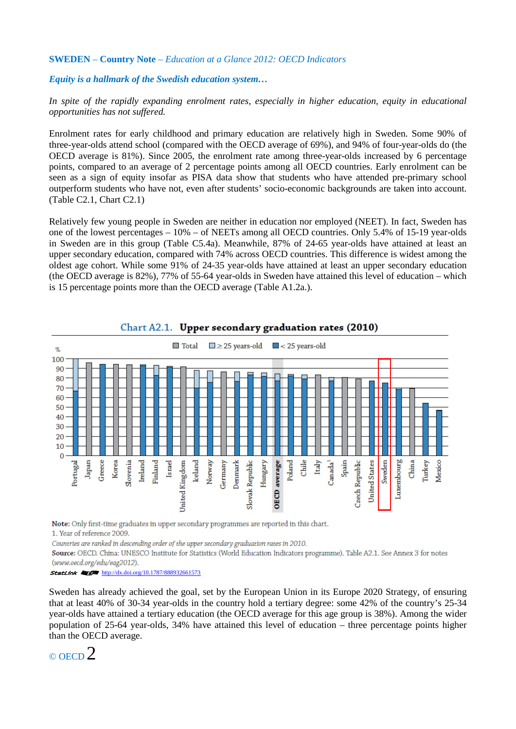**SWEDEN – Country Note** – *Education at a Glance 2012: OECD Indicators*

***Equity is a hallmark of the Swedish education system…***

*In spite of the rapidly expanding enrolment rates, especially in higher education, equity in educational opportunities has not suffered.*

Enrolment rates for early childhood and primary education are relatively high in Sweden. Some 90% of three-year-olds attend school (compared with the OECD average of 69%), and 94% of four-year-olds do (the OECD average is 81%). Since 2005, the enrolment rate among three-year-olds increased by 6 percentage points, compared to an average of 2 percentage points among all OECD countries. Early enrolment can be seen as a sign of equity insofar as PISA data show that students who have attended pre-primary school outperform students who have not, even after students' socio-economic backgrounds are taken into account. (Table C2.1, Chart C2.1)

Relatively few young people in Sweden are neither in education nor employed (NEET). In fact, Sweden has one of the lowest percentages – 10% – of NEETs among all OECD countries. Only 5.4% of 15-19 year-olds in Sweden are in this group (Table C5.4a). Meanwhile, 87% of 24-65 year-olds have attained at least an upper secondary education, compared with 74% across OECD countries. This difference is widest among the oldest age cohort. While some 91% of 24-35 year-olds have attained at least an upper secondary education (the OECD average is 82%), 77% of 55-64 year-olds in Sweden have attained this level of education – which is 15 percentage points more than the OECD average (Table A1.2a.).

**Chart A2.1. Upper secondary graduation rates (2010)**

Total | ≥ 25 years-old | < 25 years-old

%

Portugal, Japan, Greece, Korea, Slovenia, Ireland, Finland, Israel, United Kingdom, Iceland, Norway, Germany, Denmark, Slovak Republic, Hungary, **OECD average**, Poland, Chile, Italy, Canada[1], Spain, Czech Republic, United States, Sweden, Luxembourg, China, Turkey, Mexico

**Note:** Only first-time graduates in upper secondary programmes are reported in this chart.
1. Year of reference 2009.
*Countries are ranked in descending order of the upper secondary graduation rates in 2010.*
**Source:** OECD. China: UNESCO Institute for Statistics (World Education Indicators programme). Table A2.1. See Annex 3 for notes (*www.oecd.org/edu/eag2012*).
StatLink http://dx.doi.org/10.1787/888932661573

Sweden has already achieved the goal, set by the European Union in its Europe 2020 Strategy, of ensuring that at least 40% of 30-34 year-olds in the country hold a tertiary degree: some 42% of the country's 25-34 year-olds have attained a tertiary education (the OECD average for this age group is 38%). Among the wider population of 25-64 year-olds, 34% have attained this level of education – three percentage points higher than the OECD average.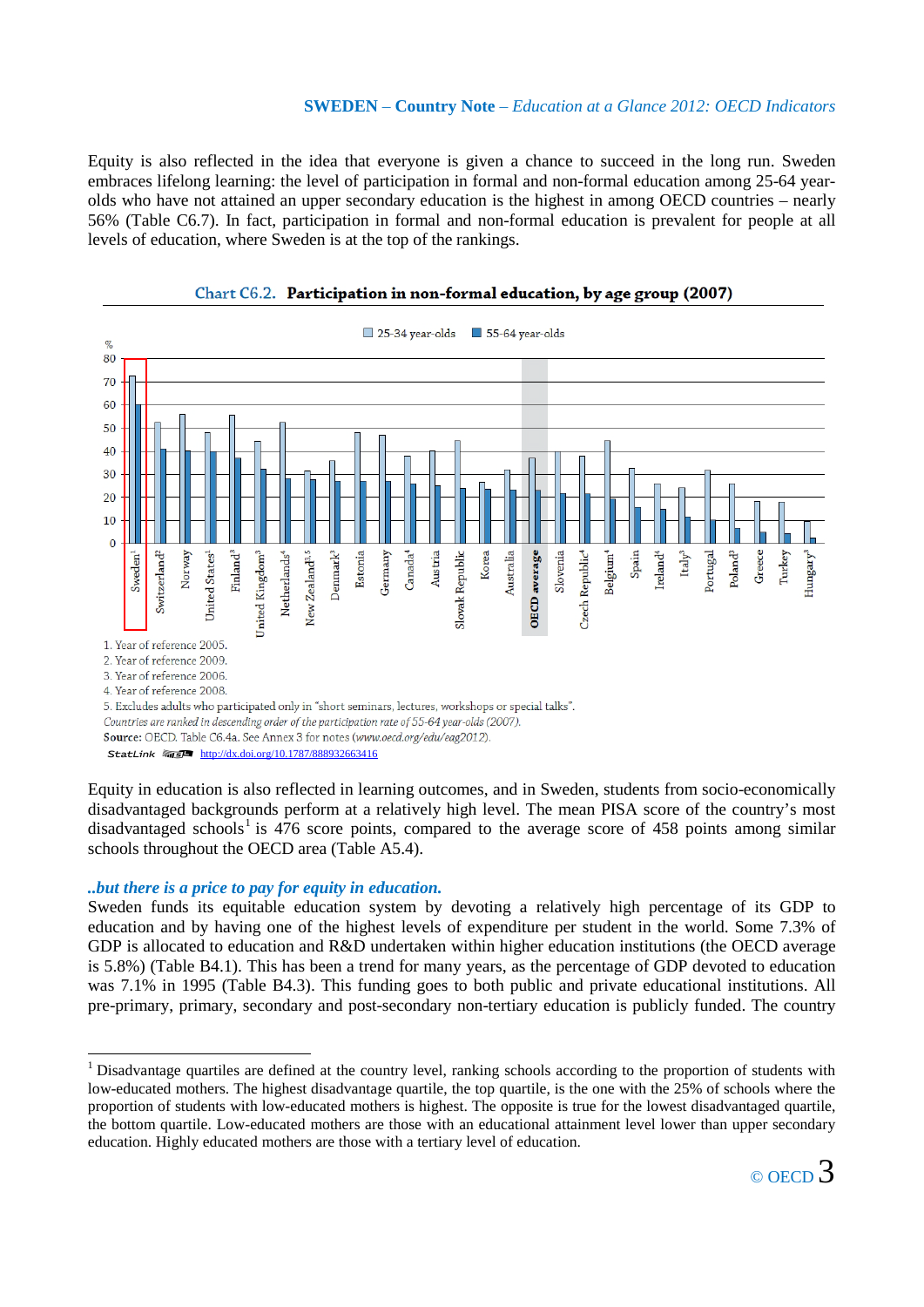Equity is also reflected in the idea that everyone is given a chance to succeed in the long run. Sweden embraces lifelong learning: the level of participation in formal and non-formal education among 25-64 year-olds who have not attained an upper secondary education is the highest in among OECD countries – nearly 56% (Table C6.7). In fact, participation in formal and non-formal education is prevalent for people at all levels of education, where Sweden is at the top of the rankings.

**Chart C6.2. Participation in non-formal education, by age group (2007)**

1. Year of reference 2005.
2. Year of reference 2009.
3. Year of reference 2006.
4. Year of reference 2008.
5. Excludes adults who participated only in "short seminars, lectures, workshops or special talks".

*Countries are ranked in descending order of the participation rate of 55-64 year-olds (2007).*

**Source:** OECD. Table C6.4a. See Annex 3 for notes (*www.oecd.org/edu/eag2012*).

StatLink http://dx.doi.org/10.1787/888932663416

Equity in education is also reflected in learning outcomes, and in Sweden, students from socio-economically disadvantaged backgrounds perform at a relatively high level. The mean PISA score of the country's most disadvantaged schools[1] is 476 score points, compared to the average score of 458 points among similar schools throughout the OECD area (Table A5.4).

### *..but there is a price to pay for equity in education.*

Sweden funds its equitable education system by devoting a relatively high percentage of its GDP to education and by having one of the highest levels of expenditure per student in the world. Some 7.3% of GDP is allocated to education and R&D undertaken within higher education institutions (the OECD average is 5.8%) (Table B4.1). This has been a trend for many years, as the percentage of GDP devoted to education was 7.1% in 1995 (Table B4.3). This funding goes to both public and private educational institutions. All pre-primary, primary, secondary and post-secondary non-tertiary education is publicly funded. The country

[1] Disadvantage quartiles are defined at the country level, ranking schools according to the proportion of students with low-educated mothers. The highest disadvantage quartile, the top quartile, is the one with the 25% of schools where the proportion of students with low-educated mothers is highest. The opposite is true for the lowest disadvantaged quartile, the bottom quartile. Low-educated mothers are those with an educational attainment level lower than upper secondary education. Highly educated mothers are those with a tertiary level of education.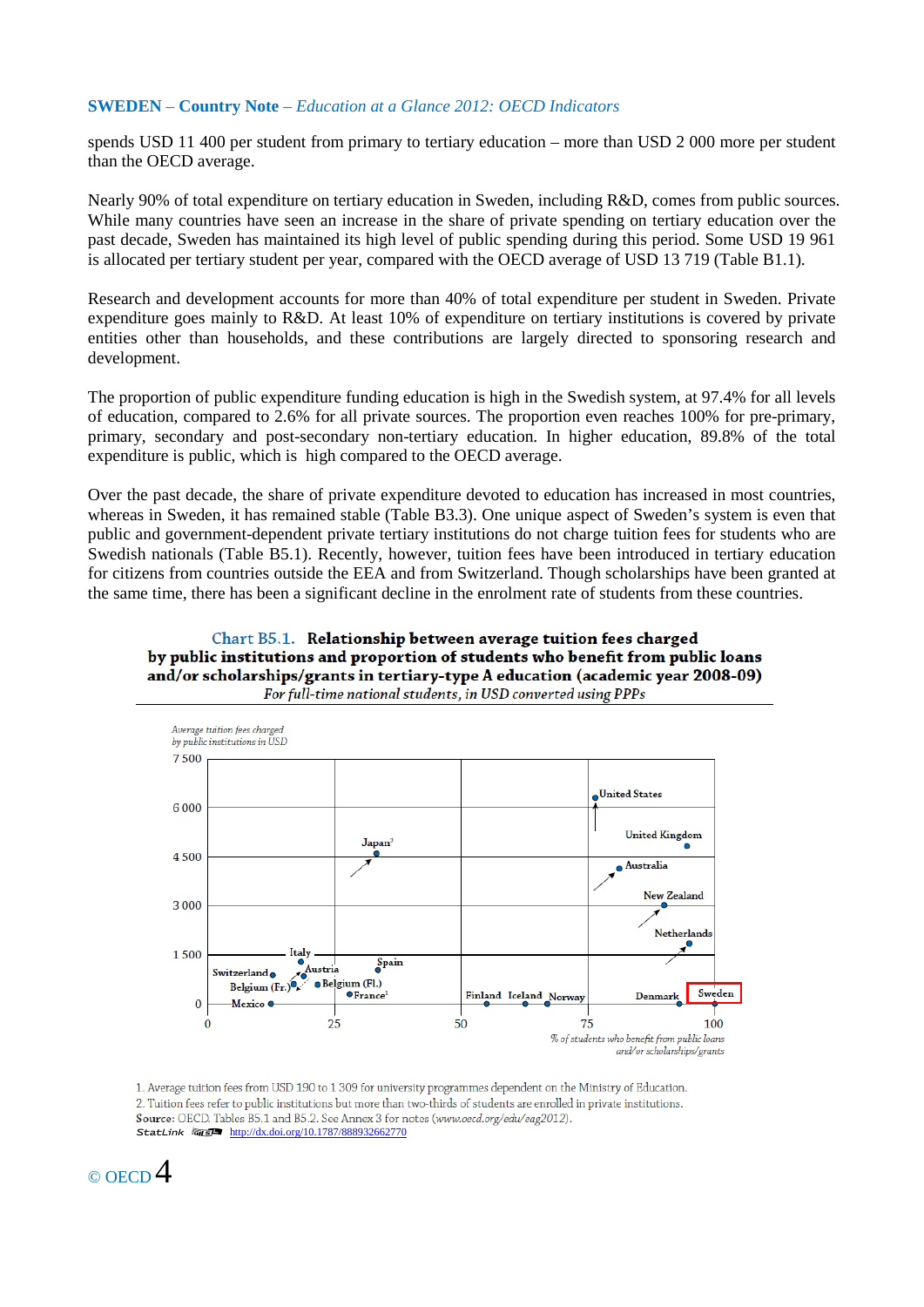spends USD 11 400 per student from primary to tertiary education – more than USD 2 000 more per student than the OECD average.

Nearly 90% of total expenditure on tertiary education in Sweden, including R&D, comes from public sources. While many countries have seen an increase in the share of private spending on tertiary education over the past decade, Sweden has maintained its high level of public spending during this period. Some USD 19 961 is allocated per tertiary student per year, compared with the OECD average of USD 13 719 (Table B1.1).

Research and development accounts for more than 40% of total expenditure per student in Sweden. Private expenditure goes mainly to R&D. At least 10% of expenditure on tertiary institutions is covered by private entities other than households, and these contributions are largely directed to sponsoring research and development.

The proportion of public expenditure funding education is high in the Swedish system, at 97.4% for all levels of education, compared to 2.6% for all private sources. The proportion even reaches 100% for pre-primary, primary, secondary and post-secondary non-tertiary education. In higher education, 89.8% of the total expenditure is public, which is high compared to the OECD average.

Over the past decade, the share of private expenditure devoted to education has increased in most countries, whereas in Sweden, it has remained stable (Table B3.3). One unique aspect of Sweden's system is even that public and government-dependent private tertiary institutions do not charge tuition fees for students who are Swedish nationals (Table B5.1). Recently, however, tuition fees have been introduced in tertiary education for citizens from countries outside the EEA and from Switzerland. Though scholarships have been granted at the same time, there has been a significant decline in the enrolment rate of students from these countries.

**Chart B5.1. Relationship between average tuition fees charged by public institutions and proportion of students who benefit from public loans and/or scholarships/grants in tertiary-type A education (academic year 2008-09)**

*For full-time national students, in USD converted using PPPs*

Average tuition fees charged by public institutions in USD (y-axis: 0 – 7 500); % of students who benefit from public loans and/or scholarships/grants (x-axis: 0 – 100)

Countries shown: United States, United Kingdom, Australia, New Zealand, Netherlands, Japan[2], Italy, Spain, Switzerland, Austria, Belgium (Fl.), Belgium (Fr.), France[1], Mexico, Finland, Iceland, Norway, Denmark, Sweden

1. Average tuition fees from USD 190 to 1 309 for university programmes dependent on the Ministry of Education.
2. Tuition fees refer to public institutions but more than two-thirds of students are enrolled in private institutions.

Source: OECD. Tables B5.1 and B5.2. See Annex 3 for notes (*www.oecd.org/edu/eag2012*).

StatLink http://dx.doi.org/10.1787/888932662770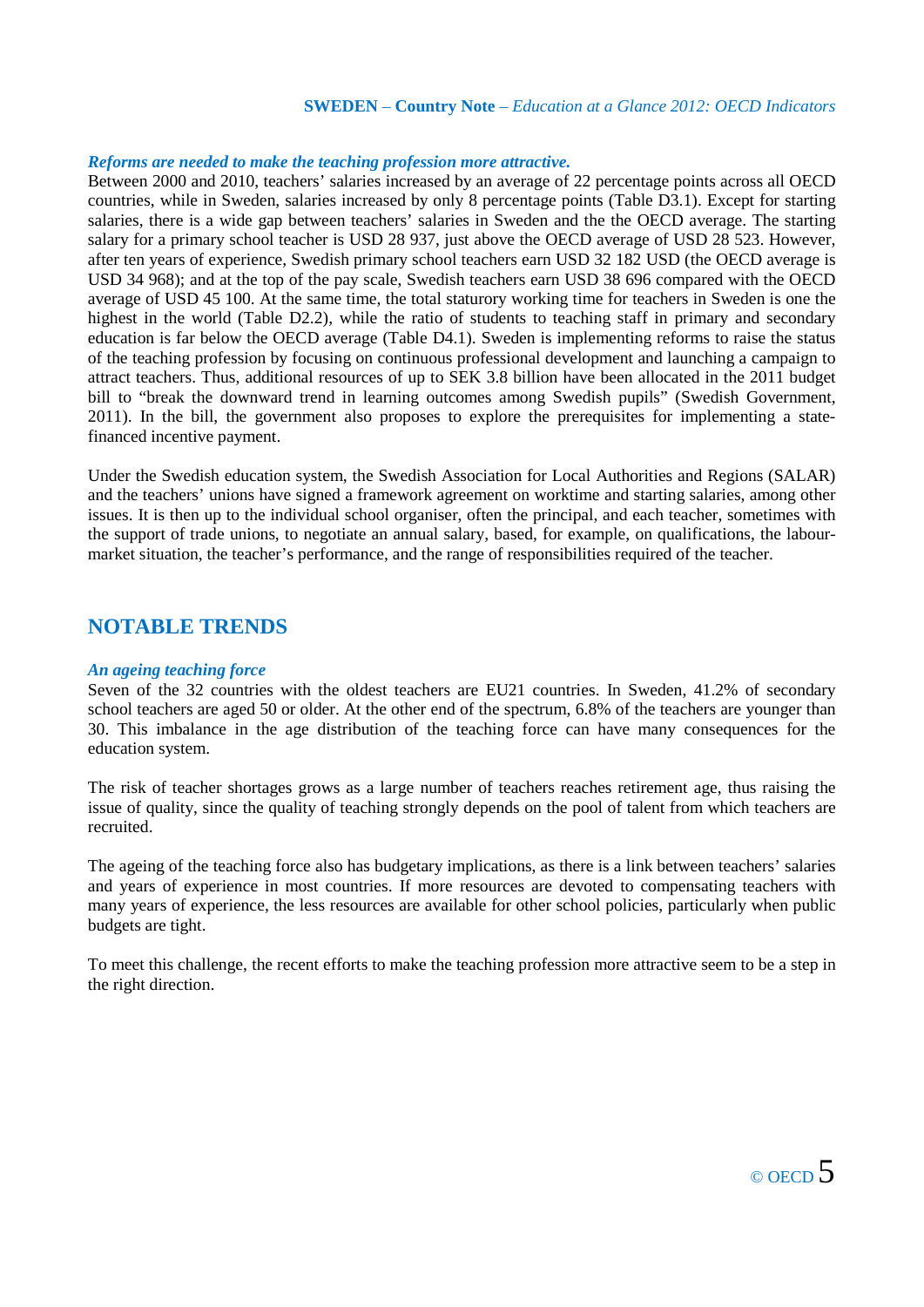***Reforms are needed to make the teaching profession more attractive.***

Between 2000 and 2010, teachers' salaries increased by an average of 22 percentage points across all OECD countries, while in Sweden, salaries increased by only 8 percentage points (Table D3.1). Except for starting salaries, there is a wide gap between teachers' salaries in Sweden and the the OECD average. The starting salary for a primary school teacher is USD 28 937, just above the OECD average of USD 28 523. However, after ten years of experience, Swedish primary school teachers earn USD 32 182 USD (the OECD average is USD 34 968); and at the top of the pay scale, Swedish teachers earn USD 38 696 compared with the OECD average of USD 45 100. At the same time, the total staturory working time for teachers in Sweden is one the highest in the world (Table D2.2), while the ratio of students to teaching staff in primary and secondary education is far below the OECD average (Table D4.1). Sweden is implementing reforms to raise the status of the teaching profession by focusing on continuous professional development and launching a campaign to attract teachers. Thus, additional resources of up to SEK 3.8 billion have been allocated in the 2011 budget bill to "break the downward trend in learning outcomes among Swedish pupils" (Swedish Government, 2011). In the bill, the government also proposes to explore the prerequisites for implementing a state-financed incentive payment.

Under the Swedish education system, the Swedish Association for Local Authorities and Regions (SALAR) and the teachers' unions have signed a framework agreement on worktime and starting salaries, among other issues. It is then up to the individual school organiser, often the principal, and each teacher, sometimes with the support of trade unions, to negotiate an annual salary, based, for example, on qualifications, the labour-market situation, the teacher's performance, and the range of responsibilities required of the teacher.

## NOTABLE TRENDS

***An ageing teaching force***

Seven of the 32 countries with the oldest teachers are EU21 countries. In Sweden, 41.2% of secondary school teachers are aged 50 or older. At the other end of the spectrum, 6.8% of the teachers are younger than 30. This imbalance in the age distribution of the teaching force can have many consequences for the education system.

The risk of teacher shortages grows as a large number of teachers reaches retirement age, thus raising the issue of quality, since the quality of teaching strongly depends on the pool of talent from which teachers are recruited.

The ageing of the teaching force also has budgetary implications, as there is a link between teachers' salaries and years of experience in most countries. If more resources are devoted to compensating teachers with many years of experience, the less resources are available for other school policies, particularly when public budgets are tight.

To meet this challenge, the recent efforts to make the teaching profession more attractive seem to be a step in the right direction.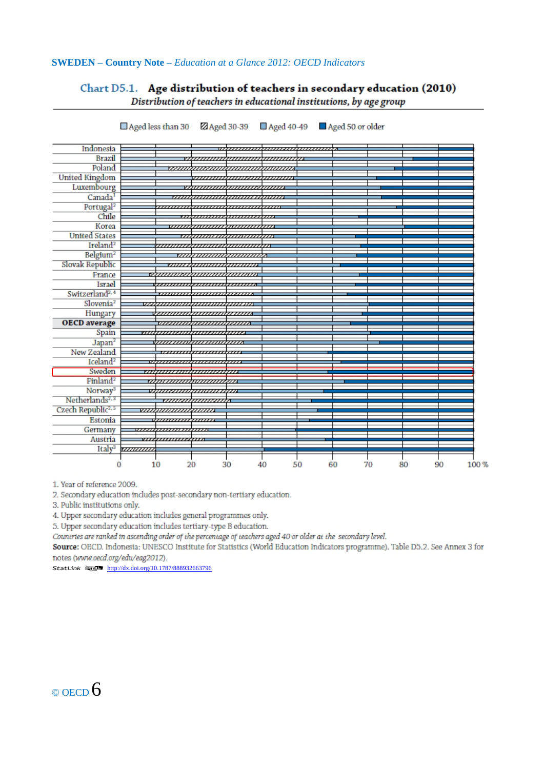**Chart D5.1. Age distribution of teachers in secondary education (2010)**

*Distribution of teachers in educational institutions, by age group*

Aged less than 30 | Aged 30-39 | Aged 40-49 | Aged 50 or older

Indonesia, Brazil, Poland, United Kingdom, Luxembourg, Canada[1], Portugal[2], Chile, Korea, United States, Ireland[2], Belgium[2], Slovak Republic, France, Israel, Switzerland[3, 4], Slovenia[2], Hungary, **OECD average**, Spain, Japan[2], New Zealand, Iceland[2], Sweden, Finland[2], Norway[3], Netherlands[2, 3], Czech Republic[2, 5], Estonia, Germany, Austria, Italy[3]

0 10 20 30 40 50 60 70 80 90 100 %

1. Year of reference 2009.
2. Secondary education includes post-secondary non-tertiary education.
3. Public institutions only.
4. Upper secondary education includes general programmes only.
5. Upper secondary education includes tertiary-type B education.

*Countries are ranked in ascending order of the percentage of teachers aged 40 or older at the secondary level.*

**Source:** OECD. Indonesia: UNESCO Institute for Statistics (World Education Indicators programme). Table D5.2. See Annex 3 for notes (*www.oecd.org/edu/eag2012*).

StatLink http://dx.doi.org/10.1787/888932663796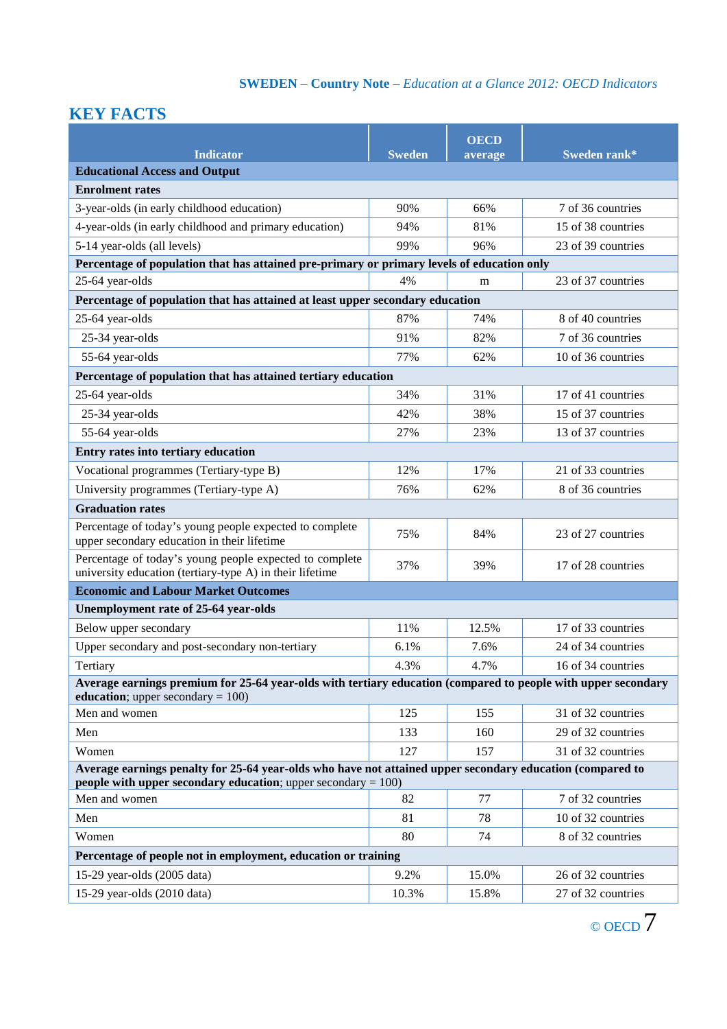## KEY FACTS

| Indicator | Sweden | OECD average | Sweden rank* |
|---|---|---|---|
| **Educational Access and Output** | | | |
| **Enrolment rates** | | | |
| 3-year-olds (in early childhood education) | 90% | 66% | 7 of 36 countries |
| 4-year-olds (in early childhood and primary education) | 94% | 81% | 15 of 38 countries |
| 5-14 year-olds (all levels) | 99% | 96% | 23 of 39 countries |
| **Percentage of population that has attained pre-primary or primary levels of education only** | | | |
| 25-64 year-olds | 4% | m | 23 of 37 countries |
| **Percentage of population that has attained at least upper secondary education** | | | |
| 25-64 year-olds | 87% | 74% | 8 of 40 countries |
| 25-34 year-olds | 91% | 82% | 7 of 36 countries |
| 55-64 year-olds | 77% | 62% | 10 of 36 countries |
| **Percentage of population that has attained tertiary education** | | | |
| 25-64 year-olds | 34% | 31% | 17 of 41 countries |
| 25-34 year-olds | 42% | 38% | 15 of 37 countries |
| 55-64 year-olds | 27% | 23% | 13 of 37 countries |
| **Entry rates into tertiary education** | | | |
| Vocational programmes (Tertiary-type B) | 12% | 17% | 21 of 33 countries |
| University programmes (Tertiary-type A) | 76% | 62% | 8 of 36 countries |
| **Graduation rates** | | | |
| Percentage of today's young people expected to complete upper secondary education in their lifetime | 75% | 84% | 23 of 27 countries |
| Percentage of today's young people expected to complete university education (tertiary-type A) in their lifetime | 37% | 39% | 17 of 28 countries |
| **Economic and Labour Market Outcomes** | | | |
| **Unemployment rate of 25-64 year-olds** | | | |
| Below upper secondary | 11% | 12.5% | 17 of 33 countries |
| Upper secondary and post-secondary non-tertiary | 6.1% | 7.6% | 24 of 34 countries |
| Tertiary | 4.3% | 4.7% | 16 of 34 countries |
| **Average earnings premium for 25-64 year-olds with tertiary education (compared to people with upper secondary education**; upper secondary = 100) | | | |
| Men and women | 125 | 155 | 31 of 32 countries |
| Men | 133 | 160 | 29 of 32 countries |
| Women | 127 | 157 | 31 of 32 countries |
| **Average earnings penalty for 25-64 year-olds who have not attained upper secondary education (compared to people with upper secondary education**; upper secondary = 100) | | | |
| Men and women | 82 | 77 | 7 of 32 countries |
| Men | 81 | 78 | 10 of 32 countries |
| Women | 80 | 74 | 8 of 32 countries |
| **Percentage of people not in employment, education or training** | | | |
| 15-29 year-olds (2005 data) | 9.2% | 15.0% | 26 of 32 countries |
| 15-29 year-olds (2010 data) | 10.3% | 15.8% | 27 of 32 countries |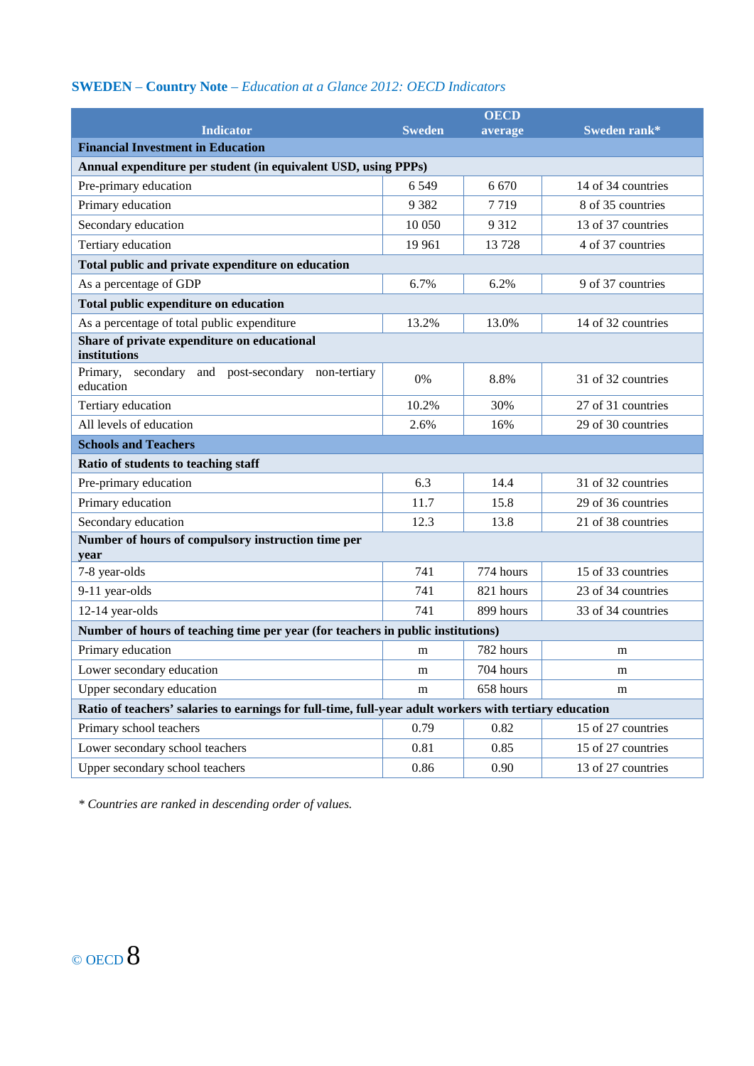**SWEDEN** – **Country Note** – *Education at a Glance 2012: OECD Indicators*

| Indicator | Sweden | OECD average | Sweden rank* |
|---|---|---|---|
| **Financial Investment in Education** | | | |
| **Annual expenditure per student (in equivalent USD, using PPPs)** | | | |
| Pre-primary education | 6 549 | 6 670 | 14 of 34 countries |
| Primary education | 9 382 | 7 719 | 8 of 35 countries |
| Secondary education | 10 050 | 9 312 | 13 of 37 countries |
| Tertiary education | 19 961 | 13 728 | 4 of 37 countries |
| **Total public and private expenditure on education** | | | |
| As a percentage of GDP | 6.7% | 6.2% | 9 of 37 countries |
| **Total public expenditure on education** | | | |
| As a percentage of total public expenditure | 13.2% | 13.0% | 14 of 32 countries |
| **Share of private expenditure on educational institutions** | | | |
| Primary, secondary and post-secondary non-tertiary education | 0% | 8.8% | 31 of 32 countries |
| Tertiary education | 10.2% | 30% | 27 of 31 countries |
| All levels of education | 2.6% | 16% | 29 of 30 countries |
| **Schools and Teachers** | | | |
| **Ratio of students to teaching staff** | | | |
| Pre-primary education | 6.3 | 14.4 | 31 of 32 countries |
| Primary education | 11.7 | 15.8 | 29 of 36 countries |
| Secondary education | 12.3 | 13.8 | 21 of 38 countries |
| **Number of hours of compulsory instruction time per year** | | | |
| 7-8 year-olds | 741 | 774 hours | 15 of 33 countries |
| 9-11 year-olds | 741 | 821 hours | 23 of 34 countries |
| 12-14 year-olds | 741 | 899 hours | 33 of 34 countries |
| **Number of hours of teaching time per year (for teachers in public institutions)** | | | |
| Primary education | m | 782 hours | m |
| Lower secondary education | m | 704 hours | m |
| Upper secondary education | m | 658 hours | m |
| **Ratio of teachers' salaries to earnings for full-time, full-year adult workers with tertiary education** | | | |
| Primary school teachers | 0.79 | 0.82 | 15 of 27 countries |
| Lower secondary school teachers | 0.81 | 0.85 | 15 of 27 countries |
| Upper secondary school teachers | 0.86 | 0.90 | 13 of 27 countries |

*\* Countries are ranked in descending order of values.*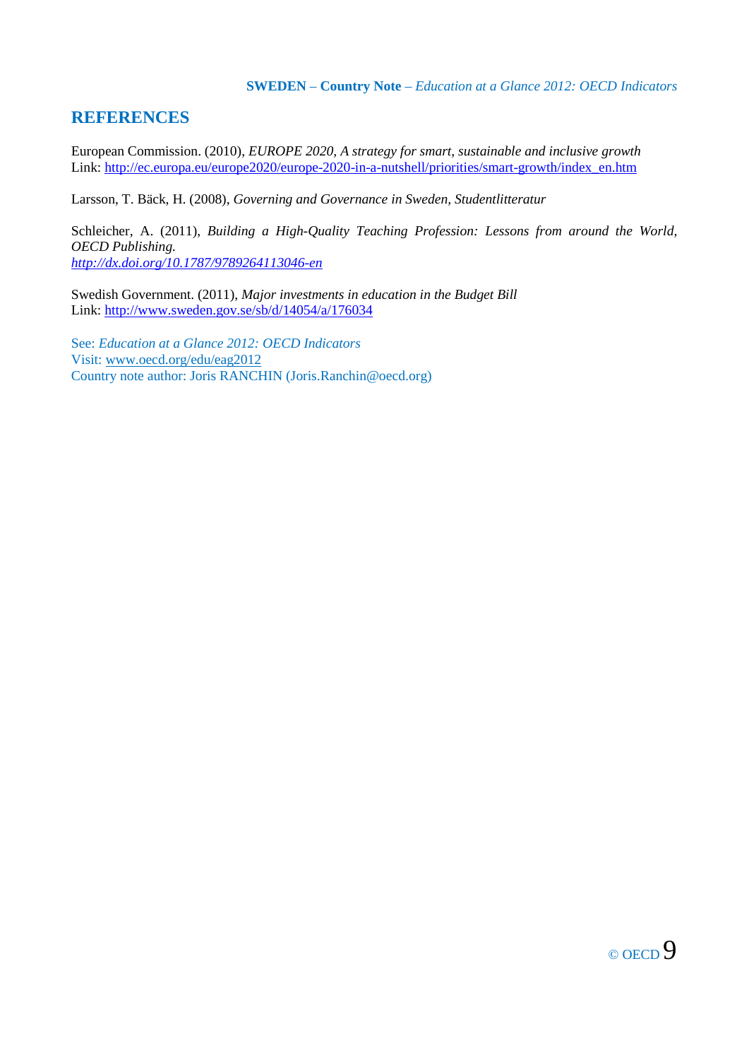# REFERENCES

European Commission. (2010), *EUROPE 2020, A strategy for smart, sustainable and inclusive growth*
Link: http://ec.europa.eu/europe2020/europe-2020-in-a-nutshell/priorities/smart-growth/index_en.htm

Larsson, T. Bäck, H. (2008), *Governing and Governance in Sweden, Studentlitteratur*

Schleicher, A. (2011), *Building a High-Quality Teaching Profession: Lessons from around the World, OECD Publishing.*
*http://dx.doi.org/10.1787/9789264113046-en*

Swedish Government. (2011), *Major investments in education in the Budget Bill*
Link: http://www.sweden.gov.se/sb/d/14054/a/176034

See: *Education at a Glance 2012: OECD Indicators*
Visit: www.oecd.org/edu/eag2012
Country note author: Joris RANCHIN (Joris.Ranchin@oecd.org)